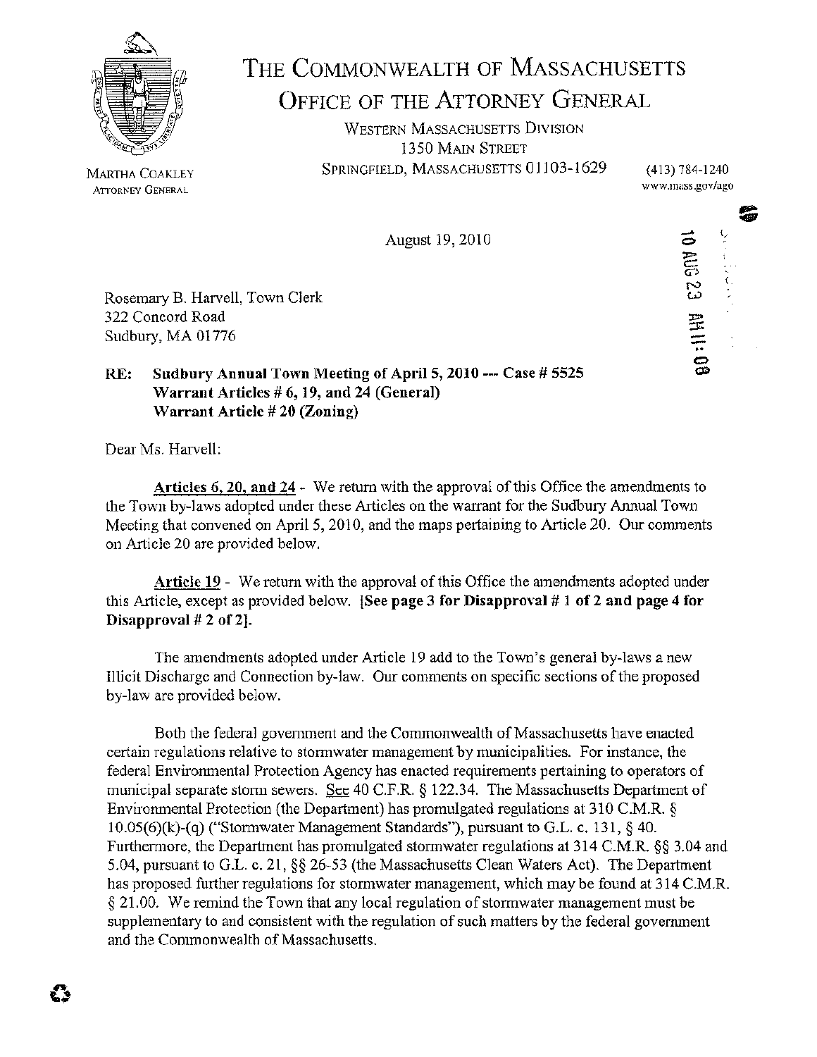# THE COMMONWEALTH OF MASSACHUSETTS
## OFFICE OF THE ATTORNEY GENERAL

WESTERN MASSACHUSETTS DIVISION
1350 MAIN STREET
SPRINGFIELD, MASSACHUSETTS 01103-1629

MARTHA COAKLEY
ATTORNEY GENERAL

(413) 784-1240
www.mass.gov/ago

August 19, 2010

10 AUG 23 AM 11:08

Rosemary B. Harvell, Town Clerk
322 Concord Road
Sudbury, MA 01776

**RE: Sudbury Annual Town Meeting of April 5, 2010 --- Case # 5525**
**Warrant Articles # 6, 19, and 24 (General)**
**Warrant Article # 20 (Zoning)**

Dear Ms. Harvell:

**Articles 6, 20, and 24** - We return with the approval of this Office the amendments to the Town by-laws adopted under these Articles on the warrant for the Sudbury Annual Town Meeting that convened on April 5, 2010, and the maps pertaining to Article 20. Our comments on Article 20 are provided below.

**Article 19** - We return with the approval of this Office the amendments adopted under this Article, except as provided below. **[See page 3 for Disapproval # 1 of 2 and page 4 for Disapproval # 2 of 2].**

The amendments adopted under Article 19 add to the Town's general by-laws a new Illicit Discharge and Connection by-law. Our comments on specific sections of the proposed by-law are provided below.

Both the federal government and the Commonwealth of Massachusetts have enacted certain regulations relative to stormwater management by municipalities. For instance, the federal Environmental Protection Agency has enacted requirements pertaining to operators of municipal separate storm sewers. See 40 C.F.R. § 122.34. The Massachusetts Department of Environmental Protection (the Department) has promulgated regulations at 310 C.M.R. § 10.05(6)(k)-(q) ("Stormwater Management Standards"), pursuant to G.L. c. 131, § 40. Furthermore, the Department has promulgated stormwater regulations at 314 C.M.R. §§ 3.04 and 5.04, pursuant to G.L. c. 21, §§ 26-53 (the Massachusetts Clean Waters Act). The Department has proposed further regulations for stormwater management, which may be found at 314 C.M.R. § 21.00. We remind the Town that any local regulation of stormwater management must be supplementary to and consistent with the regulation of such matters by the federal government and the Commonwealth of Massachusetts.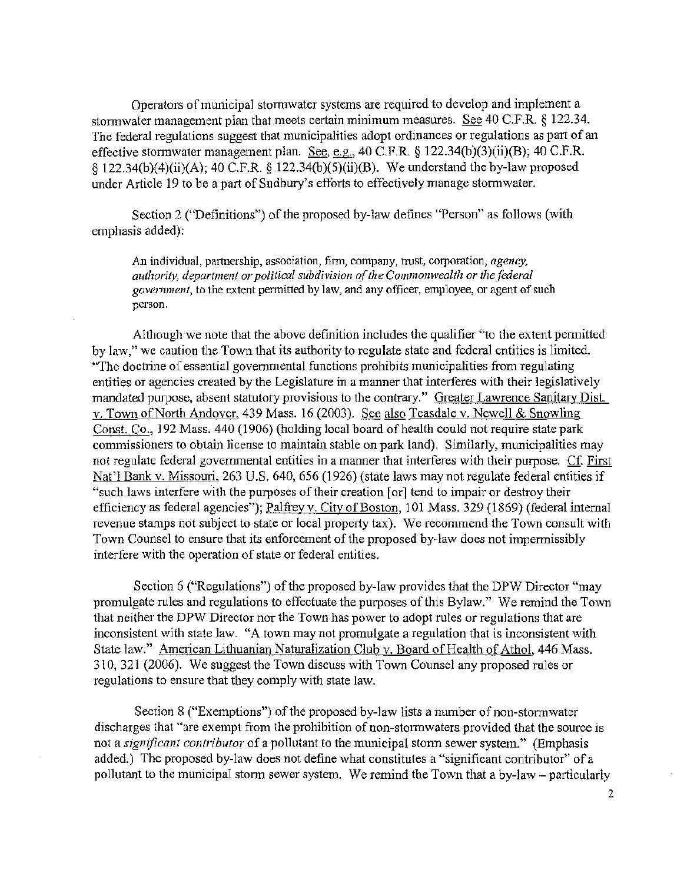Operators of municipal stormwater systems are required to develop and implement a stormwater management plan that meets certain minimum measures. See 40 C.F.R. § 122.34. The federal regulations suggest that municipalities adopt ordinances or regulations as part of an effective stormwater management plan. See, e.g., 40 C.F.R. § 122.34(b)(3)(ii)(B); 40 C.F.R. § 122.34(b)(4)(ii)(A); 40 C.F.R. § 122.34(b)(5)(ii)(B). We understand the by-law proposed under Article 19 to be a part of Sudbury's efforts to effectively manage stormwater.

Section 2 ("Definitions") of the proposed by-law defines "Person" as follows (with emphasis added):

> An individual, partnership, association, firm, company, trust, corporation, *agency, authority, department or political subdivision of the Commonwealth or the federal government*, to the extent permitted by law, and any officer, employee, or agent of such person.

Although we note that the above definition includes the qualifier "to the extent permitted by law," we caution the Town that its authority to regulate state and federal entities is limited. "The doctrine of essential governmental functions prohibits municipalities from regulating entities or agencies created by the Legislature in a manner that interferes with their legislatively mandated purpose, absent statutory provisions to the contrary." Greater Lawrence Sanitary Dist. v. Town of North Andover, 439 Mass. 16 (2003). See also Teasdale v. Newell & Snowling Const. Co., 192 Mass. 440 (1906) (holding local board of health could not require state park commissioners to obtain license to maintain stable on park land). Similarly, municipalities may not regulate federal governmental entities in a manner that interferes with their purpose. Cf. First Nat'l Bank v. Missouri, 263 U.S. 640, 656 (1926) (state laws may not regulate federal entities if "such laws interfere with the purposes of their creation [or] tend to impair or destroy their efficiency as federal agencies"); Palfrey v. City of Boston, 101 Mass. 329 (1869) (federal internal revenue stamps not subject to state or local property tax). We recommend the Town consult with Town Counsel to ensure that its enforcement of the proposed by-law does not impermissibly interfere with the operation of state or federal entities.

Section 6 ("Regulations") of the proposed by-law provides that the DPW Director "may promulgate rules and regulations to effectuate the purposes of this Bylaw." We remind the Town that neither the DPW Director nor the Town has power to adopt rules or regulations that are inconsistent with state law. "A town may not promulgate a regulation that is inconsistent with State law." American Lithuanian Naturalization Club v. Board of Health of Athol, 446 Mass. 310, 321 (2006). We suggest the Town discuss with Town Counsel any proposed rules or regulations to ensure that they comply with state law.

Section 8 ("Exemptions") of the proposed by-law lists a number of non-stormwater discharges that "are exempt from the prohibition of non-stormwaters provided that the source is not a *significant contributor* of a pollutant to the municipal storm sewer system." (Emphasis added.) The proposed by-law does not define what constitutes a "significant contributor" of a pollutant to the municipal storm sewer system. We remind the Town that a by-law – particularly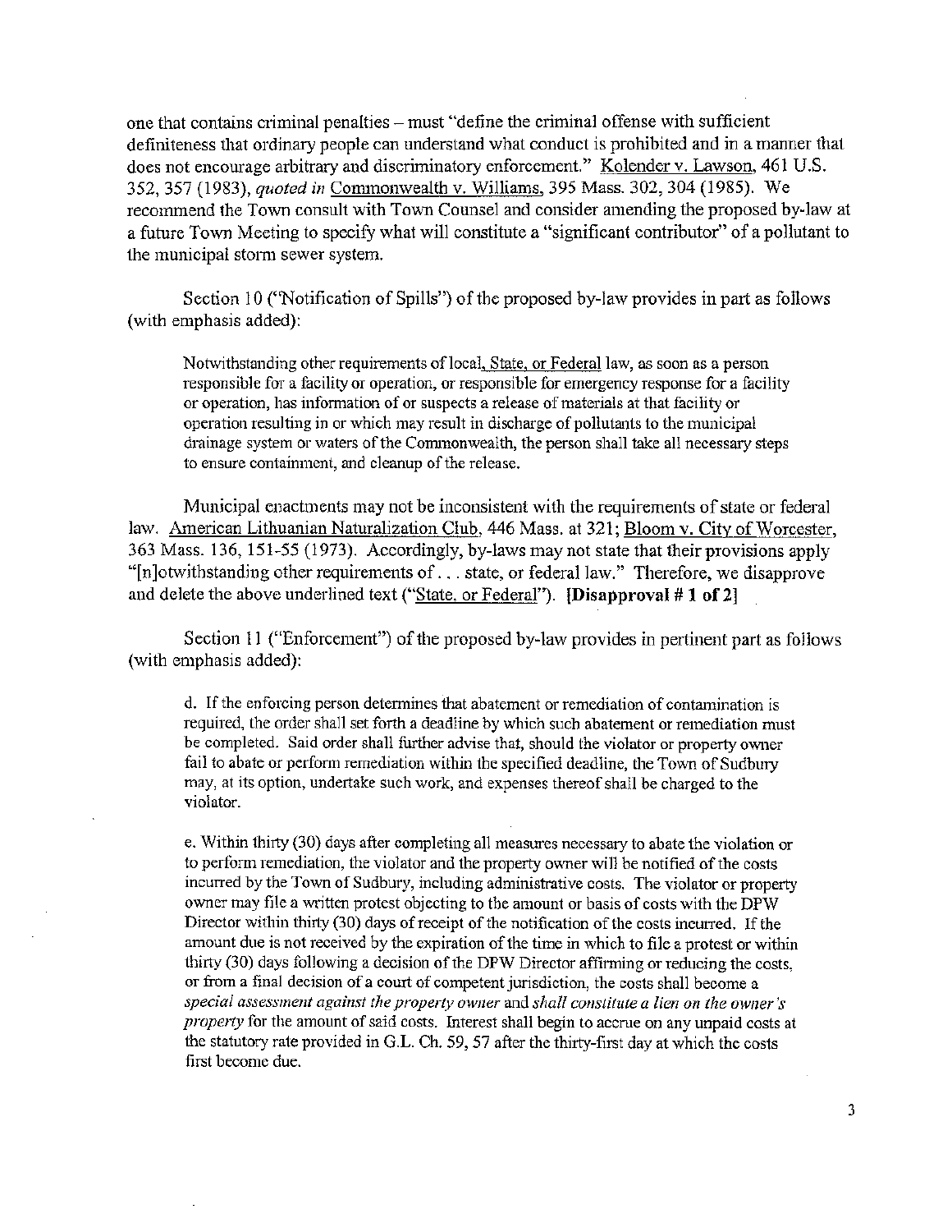one that contains criminal penalties – must "define the criminal offense with sufficient definiteness that ordinary people can understand what conduct is prohibited and in a manner that does not encourage arbitrary and discriminatory enforcement." Kolender v. Lawson, 461 U.S. 352, 357 (1983), *quoted in* Commonwealth v. Williams, 395 Mass. 302, 304 (1985). We recommend the Town consult with Town Counsel and consider amending the proposed by-law at a future Town Meeting to specify what will constitute a "significant contributor" of a pollutant to the municipal storm sewer system.

Section 10 ("Notification of Spills") of the proposed by-law provides in part as follows (with emphasis added):

> Notwithstanding other requirements of local, State, or Federal law, as soon as a person responsible for a facility or operation, or responsible for emergency response for a facility or operation, has information of or suspects a release of materials at that facility or operation resulting in or which may result in discharge of pollutants to the municipal drainage system or waters of the Commonwealth, the person shall take all necessary steps to ensure containment, and cleanup of the release.

Municipal enactments may not be inconsistent with the requirements of state or federal law. American Lithuanian Naturalization Club, 446 Mass. at 321; Bloom v. City of Worcester, 363 Mass. 136, 151-55 (1973). Accordingly, by-laws may not state that their provisions apply "[n]otwithstanding other requirements of . . . state, or federal law." Therefore, we disapprove and delete the above underlined text ("State, or Federal"). **[Disapproval # 1 of 2]**

Section 11 ("Enforcement") of the proposed by-law provides in pertinent part as follows (with emphasis added):

> d. If the enforcing person determines that abatement or remediation of contamination is required, the order shall set forth a deadline by which such abatement or remediation must be completed. Said order shall further advise that, should the violator or property owner fail to abate or perform remediation within the specified deadline, the Town of Sudbury may, at its option, undertake such work, and expenses thereof shall be charged to the violator.
>
> e. Within thirty (30) days after completing all measures necessary to abate the violation or to perform remediation, the violator and the property owner will be notified of the costs incurred by the Town of Sudbury, including administrative costs. The violator or property owner may file a written protest objecting to the amount or basis of costs with the DPW Director within thirty (30) days of receipt of the notification of the costs incurred. If the amount due is not received by the expiration of the time in which to file a protest or within thirty (30) days following a decision of the DPW Director affirming or reducing the costs, or from a final decision of a court of competent jurisdiction, the costs shall become a *special assessment against the property owner* and *shall constitute a lien on the owner's property* for the amount of said costs. Interest shall begin to accrue on any unpaid costs at the statutory rate provided in G.L. Ch. 59, 57 after the thirty-first day at which the costs first become due.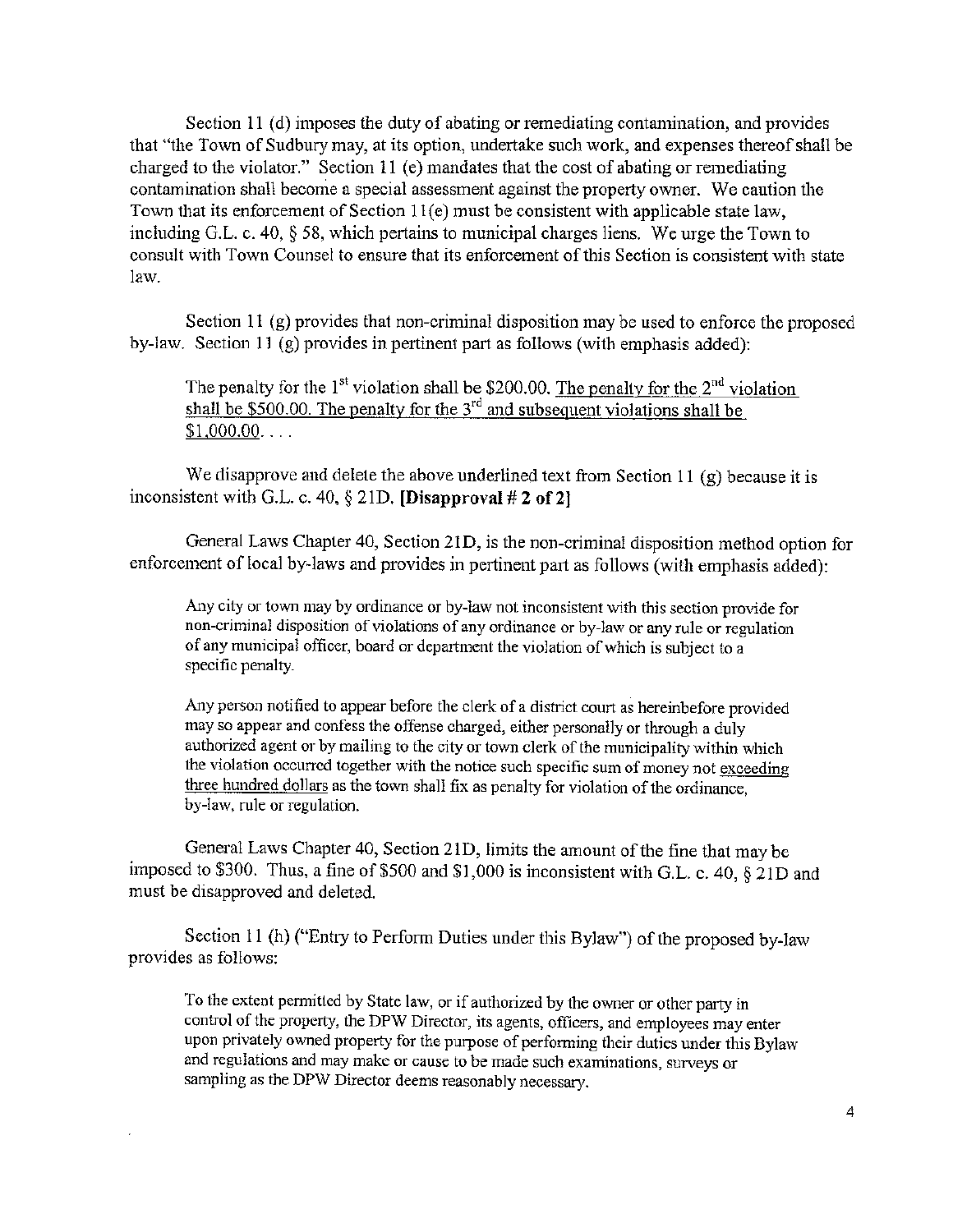Section 11 (d) imposes the duty of abating or remediating contamination, and provides that "the Town of Sudbury may, at its option, undertake such work, and expenses thereof shall be charged to the violator." Section 11 (e) mandates that the cost of abating or remediating contamination shall become a special assessment against the property owner. We caution the Town that its enforcement of Section 11(e) must be consistent with applicable state law, including G.L. c. 40, § 58, which pertains to municipal charges liens. We urge the Town to consult with Town Counsel to ensure that its enforcement of this Section is consistent with state law.

Section 11 (g) provides that non-criminal disposition may be used to enforce the proposed by-law. Section 11 (g) provides in pertinent part as follows (with emphasis added):

> The penalty for the 1st violation shall be $200.00. <u>The penalty for the 2nd violation shall be $500.00. The penalty for the 3rd and subsequent violations shall be $1,000.00.</u> . . .

We disapprove and delete the above underlined text from Section 11 (g) because it is inconsistent with G.L. c. 40, § 21D. **[Disapproval # 2 of 2]**

General Laws Chapter 40, Section 21D, is the non-criminal disposition method option for enforcement of local by-laws and provides in pertinent part as follows (with emphasis added):

> Any city or town may by ordinance or by-law not inconsistent with this section provide for non-criminal disposition of violations of any ordinance or by-law or any rule or regulation of any municipal officer, board or department the violation of which is subject to a specific penalty.
>
> Any person notified to appear before the clerk of a district court as hereinbefore provided may so appear and confess the offense charged, either personally or through a duly authorized agent or by mailing to the city or town clerk of the municipality within which the violation occurred together with the notice such specific sum of money not <u>exceeding three hundred dollars</u> as the town shall fix as penalty for violation of the ordinance, by-law, rule or regulation.

General Laws Chapter 40, Section 21D, limits the amount of the fine that may be imposed to $300. Thus, a fine of $500 and $1,000 is inconsistent with G.L. c. 40, § 21D and must be disapproved and deleted.

Section 11 (h) ("Entry to Perform Duties under this Bylaw") of the proposed by-law provides as follows:

> To the extent permitted by State law, or if authorized by the owner or other party in control of the property, the DPW Director, its agents, officers, and employees may enter upon privately owned property for the purpose of performing their duties under this Bylaw and regulations and may make or cause to be made such examinations, surveys or sampling as the DPW Director deems reasonably necessary.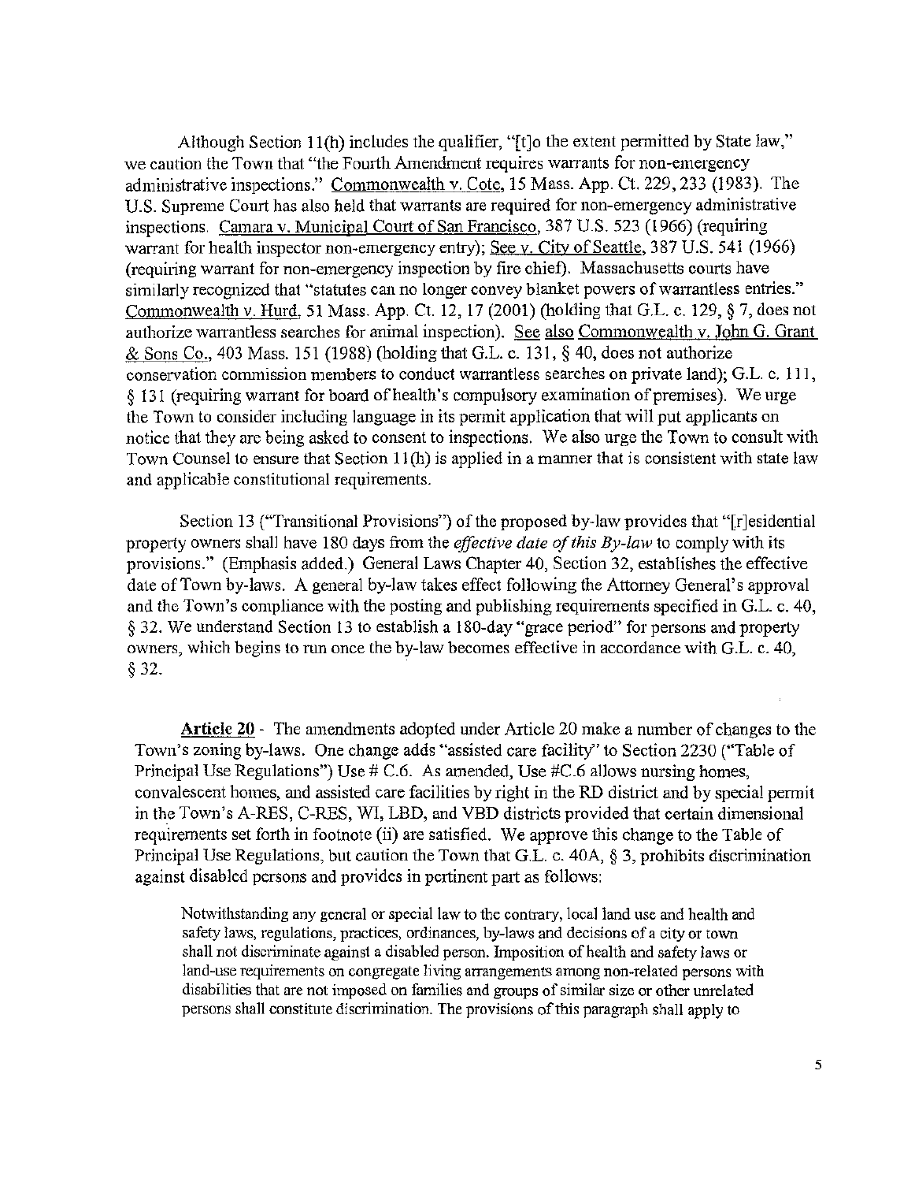Although Section 11(h) includes the qualifier, "[t]o the extent permitted by State law," we caution the Town that "the Fourth Amendment requires warrants for non-emergency administrative inspections." Commonwealth v. Cote, 15 Mass. App. Ct. 229, 233 (1983). The U.S. Supreme Court has also held that warrants are required for non-emergency administrative inspections. Camara v. Municipal Court of San Francisco, 387 U.S. 523 (1966) (requiring warrant for health inspector non-emergency entry); See v. City of Seattle, 387 U.S. 541 (1966) (requiring warrant for non-emergency inspection by fire chief). Massachusetts courts have similarly recognized that "statutes can no longer convey blanket powers of warrantless entries." Commonwealth v. Hurd, 51 Mass. App. Ct. 12, 17 (2001) (holding that G.L. c. 129, § 7, does not authorize warrantless searches for animal inspection). See also Commonwealth v. John G. Grant & Sons Co., 403 Mass. 151 (1988) (holding that G.L. c. 131, § 40, does not authorize conservation commission members to conduct warrantless searches on private land); G.L. c. 111, § 131 (requiring warrant for board of health's compulsory examination of premises). We urge the Town to consider including language in its permit application that will put applicants on notice that they are being asked to consent to inspections. We also urge the Town to consult with Town Counsel to ensure that Section 11(h) is applied in a manner that is consistent with state law and applicable constitutional requirements.

Section 13 ("Transitional Provisions") of the proposed by-law provides that "[r]esidential property owners shall have 180 days from the *effective date of this By-law* to comply with its provisions." (Emphasis added.) General Laws Chapter 40, Section 32, establishes the effective date of Town by-laws. A general by-law takes effect following the Attorney General's approval and the Town's compliance with the posting and publishing requirements specified in G.L. c. 40, § 32. We understand Section 13 to establish a 180-day "grace period" for persons and property owners, which begins to run once the by-law becomes effective in accordance with G.L. c. 40, § 32.

**Article 20** - The amendments adopted under Article 20 make a number of changes to the Town's zoning by-laws. One change adds "assisted care facility" to Section 2230 ("Table of Principal Use Regulations") Use # C.6. As amended, Use #C.6 allows nursing homes, convalescent homes, and assisted care facilities by right in the RD district and by special permit in the Town's A-RES, C-RES, WI, LBD, and VBD districts provided that certain dimensional requirements set forth in footnote (ii) are satisfied. We approve this change to the Table of Principal Use Regulations, but caution the Town that G.L. c. 40A, § 3, prohibits discrimination against disabled persons and provides in pertinent part as follows:

> Notwithstanding any general or special law to the contrary, local land use and health and safety laws, regulations, practices, ordinances, by-laws and decisions of a city or town shall not discriminate against a disabled person. Imposition of health and safety laws or land-use requirements on congregate living arrangements among non-related persons with disabilities that are not imposed on families and groups of similar size or other unrelated persons shall constitute discrimination. The provisions of this paragraph shall apply to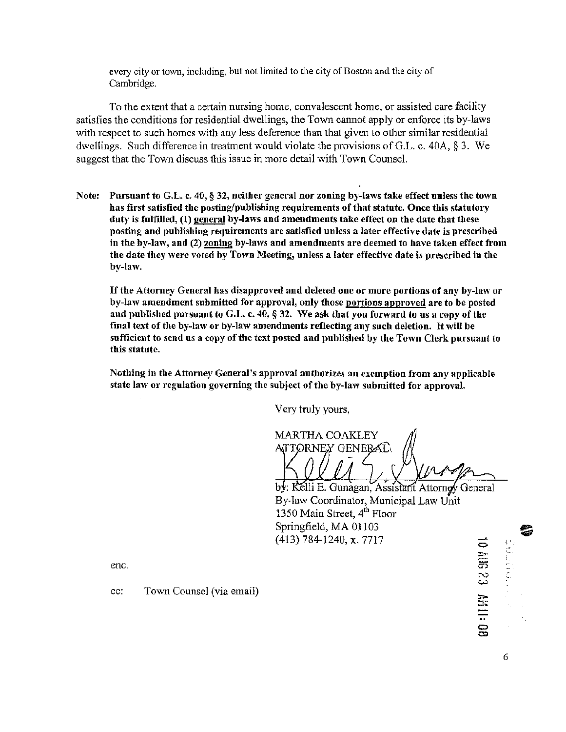every city or town, including, but not limited to the city of Boston and the city of Cambridge.

To the extent that a certain nursing home, convalescent home, or assisted care facility satisfies the conditions for residential dwellings, the Town cannot apply or enforce its by-laws with respect to such homes with any less deference than that given to other similar residential dwellings. Such difference in treatment would violate the provisions of G.L. c. 40A, § 3. We suggest that the Town discuss this issue in more detail with Town Counsel.

**Note: Pursuant to G.L. c. 40, § 32, neither general nor zoning by-laws take effect unless the town has first satisfied the posting/publishing requirements of that statute. Once this statutory duty is fulfilled, (1) <u>general</u> by-laws and amendments take effect on the date that these posting and publishing requirements are satisfied unless a later effective date is prescribed in the by-law, and (2) <u>zoning</u> by-laws and amendments are deemed to have taken effect from the date they were voted by Town Meeting, unless a later effective date is prescribed in the by-law.**

**If the Attorney General has disapproved and deleted one or more portions of any by-law or by-law amendment submitted for approval, only those <u>portions approved</u> are to be posted and published pursuant to G.L. c. 40, § 32. We ask that you forward to us a copy of the final text of the by-law or by-law amendments reflecting any such deletion. It will be sufficient to send us a copy of the text posted and published by the Town Clerk pursuant to this statute.**

**Nothing in the Attorney General's approval authorizes an exemption from any applicable state law or regulation governing the subject of the by-law submitted for approval.**

Very truly yours,

MARTHA COAKLEY
ATTORNEY GENERAL

by: Kelli E. Gunagan, Assistant Attorney General
By-law Coordinator, Municipal Law Unit
1350 Main Street, 4th Floor
Springfield, MA 01103
(413) 784-1240, x. 7717

10 AUG 23 AM 11: 08

enc.

cc: Town Counsel (via email)